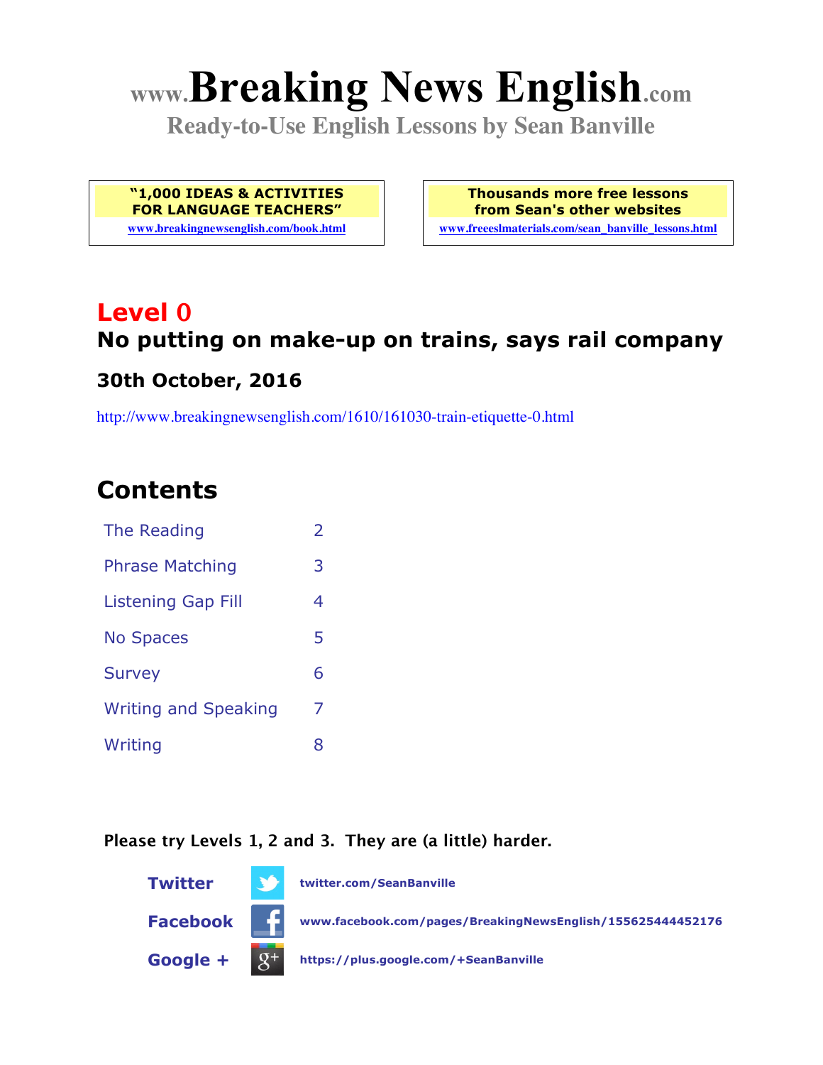# www.Breaking News English.com

**Ready-to-Use English Lessons by Sean Banville**

**"1,000 IDEAS & ACTIVITIES FOR LANGUAGE TEACHERS"**
www.breakingnewsenglish.com/book.html

**Thousands more free lessons from Sean's other websites**
www.freeeslmaterials.com/sean_banville_lessons.html

## Level 0

## No putting on make-up on trains, says rail company

### 30th October, 2016

http://www.breakingnewsenglish.com/1610/161030-train-etiquette-0.html

## Contents

| | |
|---|---|
| The Reading | 2 |
| Phrase Matching | 3 |
| Listening Gap Fill | 4 |
| No Spaces | 5 |
| Survey | 6 |
| Writing and Speaking | 7 |
| Writing | 8 |

**Please try Levels 1, 2 and 3. They are (a little) harder.**

**Twitter** twitter.com/SeanBanville

**Facebook** www.facebook.com/pages/BreakingNewsEnglish/155625444452176

**Google +** https://plus.google.com/+SeanBanville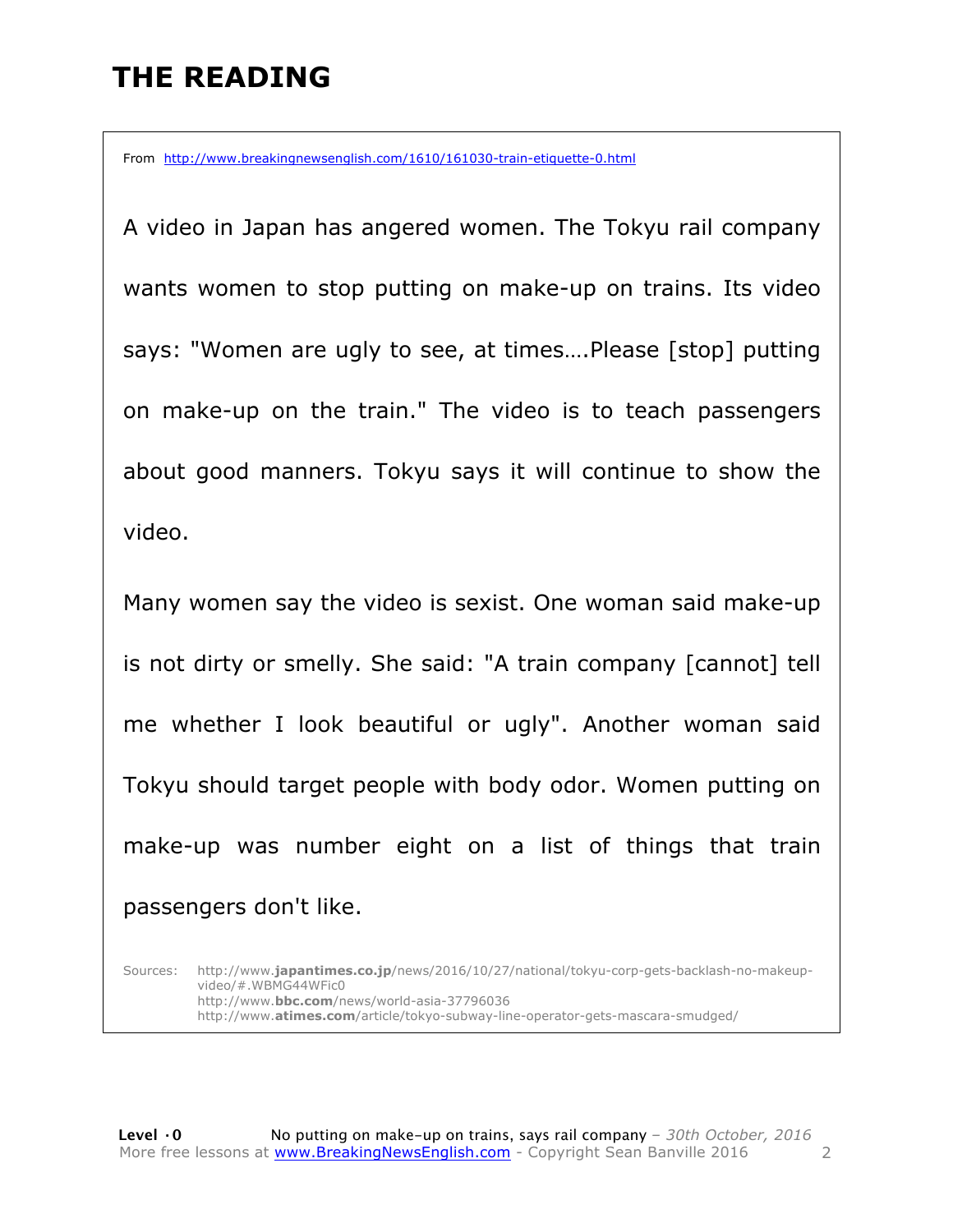# THE READING

From http://www.breakingnewsenglish.com/1610/161030-train-etiquette-0.html

A video in Japan has angered women. The Tokyu rail company wants women to stop putting on make-up on trains. Its video says: "Women are ugly to see, at times….Please [stop] putting on make-up on the train." The video is to teach passengers about good manners. Tokyu says it will continue to show the video.

Many women say the video is sexist. One woman said make-up is not dirty or smelly. She said: "A train company [cannot] tell me whether I look beautiful or ugly". Another woman said Tokyu should target people with body odor. Women putting on make-up was number eight on a list of things that train passengers don't like.

Sources:
http://www.japantimes.co.jp/news/2016/10/27/national/tokyu-corp-gets-backlash-no-makeup-video/#.WBMG44WFic0
http://www.bbc.com/news/world-asia-37796036
http://www.atimes.com/article/tokyo-subway-line-operator-gets-mascara-smudged/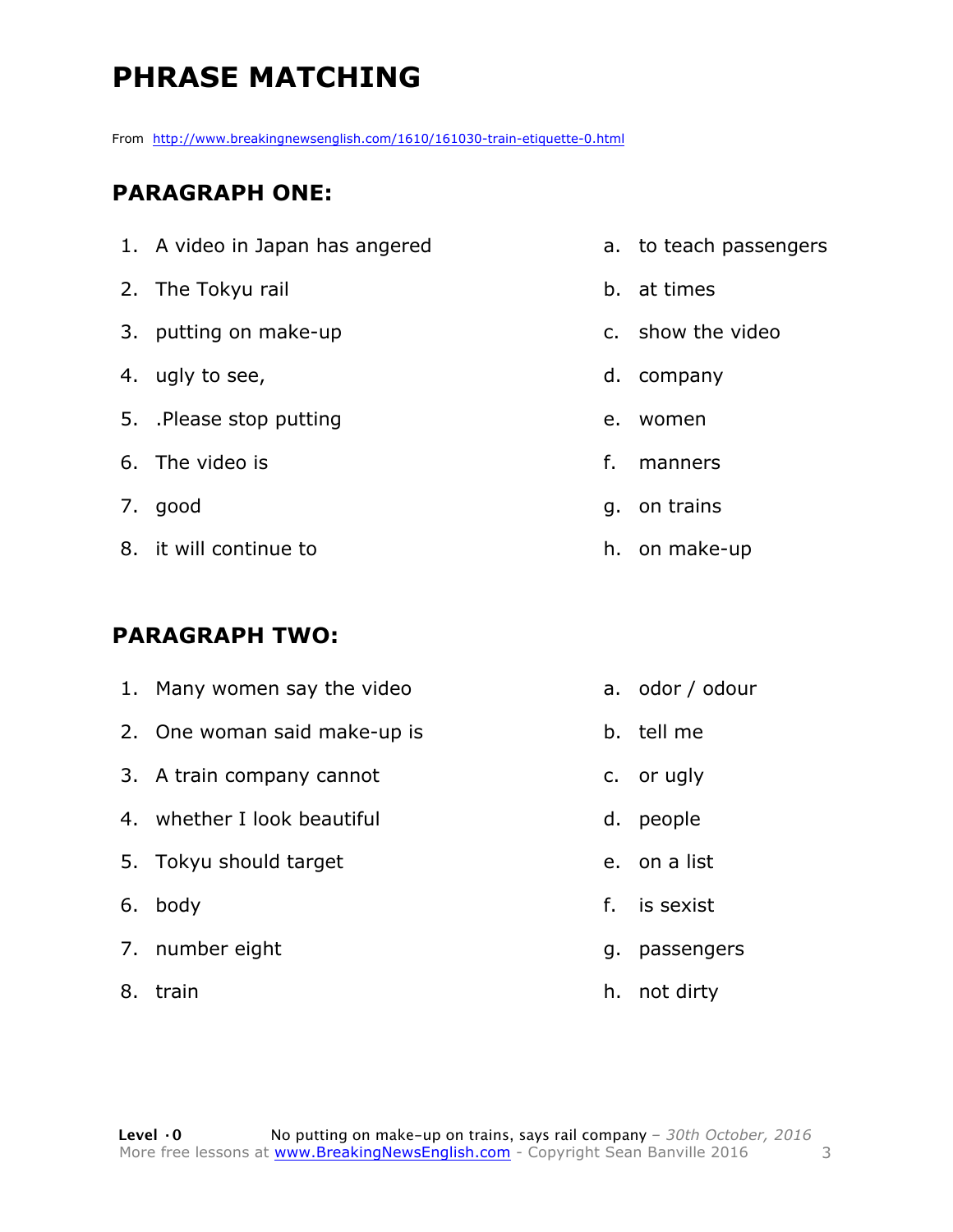# PHRASE MATCHING

From http://www.breakingnewsenglish.com/1610/161030-train-etiquette-0.html

## PARAGRAPH ONE:

| | |
|---|---|
| 1. A video in Japan has angered | a. to teach passengers |
| 2. The Tokyu rail | b. at times |
| 3. putting on make-up | c. show the video |
| 4. ugly to see, | d. company |
| 5. .Please stop putting | e. women |
| 6. The video is | f. manners |
| 7. good | g. on trains |
| 8. it will continue to | h. on make-up |

## PARAGRAPH TWO:

| | |
|---|---|
| 1. Many women say the video | a. odor / odour |
| 2. One woman said make-up is | b. tell me |
| 3. A train company cannot | c. or ugly |
| 4. whether I look beautiful | d. people |
| 5. Tokyu should target | e. on a list |
| 6. body | f. is sexist |
| 7. number eight | g. passengers |
| 8. train | h. not dirty |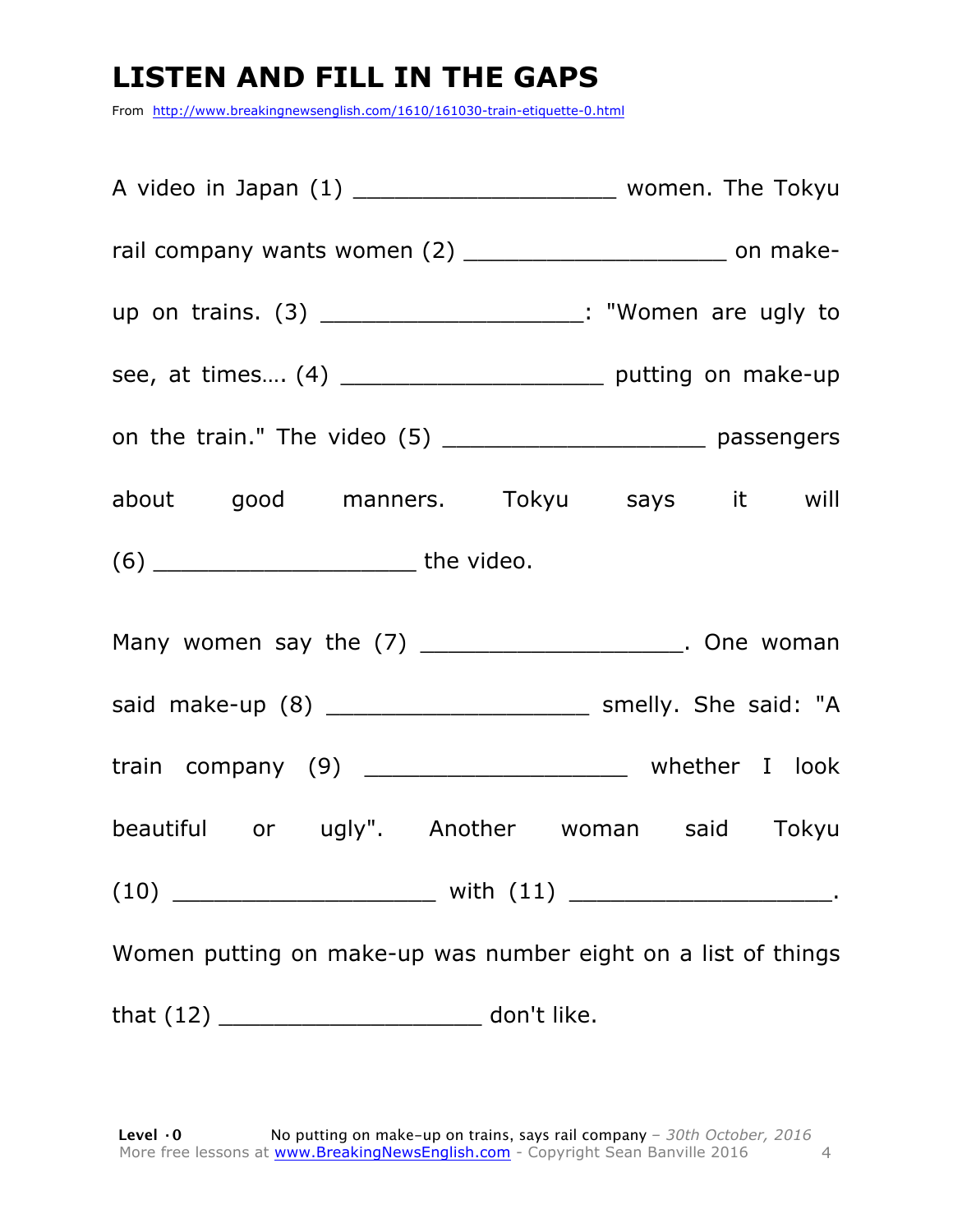# LISTEN AND FILL IN THE GAPS

From http://www.breakingnewsenglish.com/1610/161030-train-etiquette-0.html

A video in Japan (1) ___________________ women. The Tokyu rail company wants women (2) ___________________ on make-up on trains. (3) ___________________: "Women are ugly to see, at times…. (4) ___________________ putting on make-up on the train." The video (5) ___________________ passengers about good manners. Tokyu says it will (6) ___________________ the video.

Many women say the (7) ___________________. One woman said make-up (8) ___________________ smelly. She said: "A train company (9) ___________________ whether I look beautiful or ugly". Another woman said Tokyu (10) ___________________ with (11) ___________________. Women putting on make-up was number eight on a list of things that (12) ___________________ don't like.

**Level ·0** No putting on make-up on trains, says rail company – *30th October, 2016*
More free lessons at www.BreakingNewsEnglish.com - Copyright Sean Banville 2016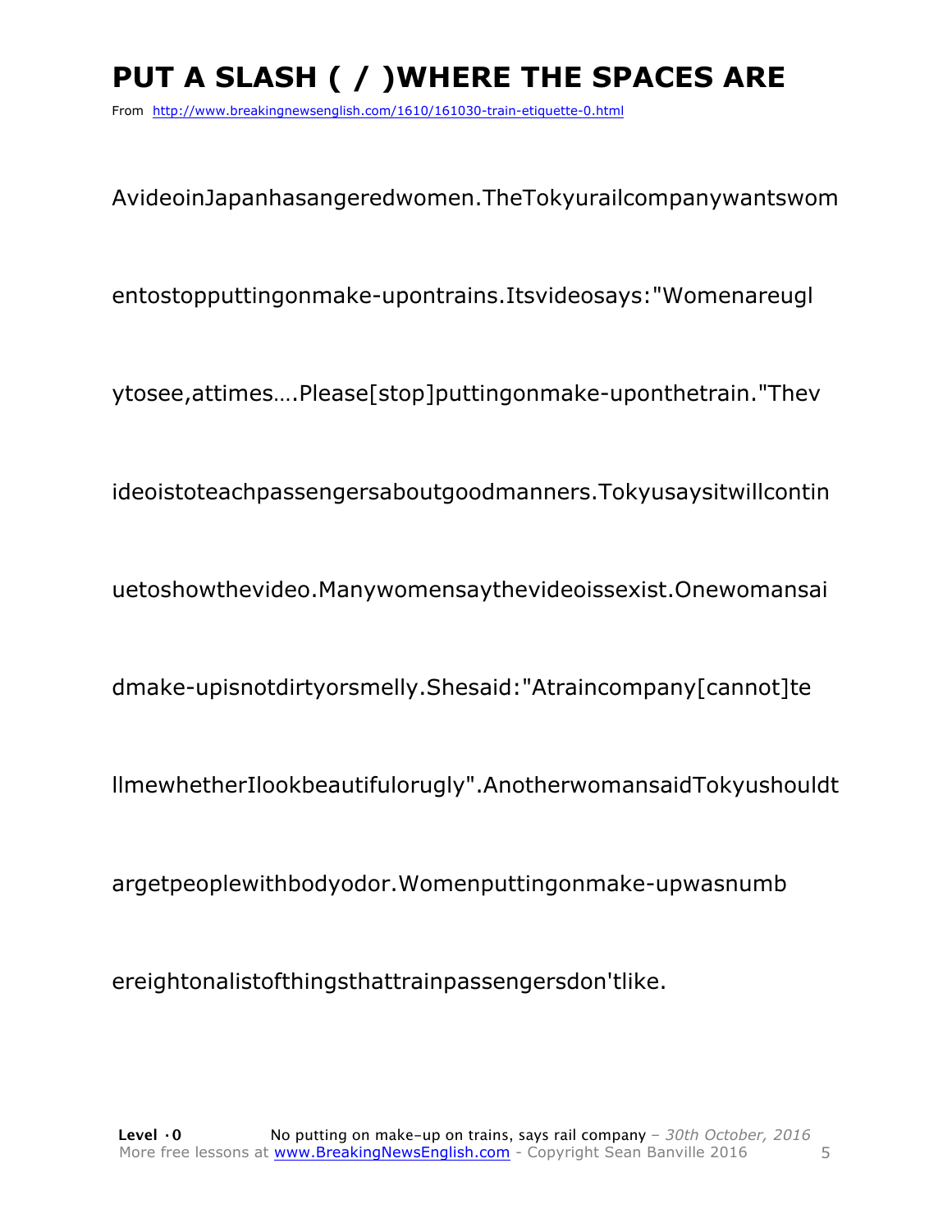# PUT A SLASH ( / )WHERE THE SPACES ARE

From http://www.breakingnewsenglish.com/1610/161030-train-etiquette-0.html

AvideoinJapanhasangeredwomen.TheTokyurailcompanywantswom

entostopputtingonmake-upontrains.Itsvideosays:"Womenareugl

ytosee,attimes….Please[stop]puttingonmake-uponthetrain."Thev

ideoistoteachpassengersaboutgoodmanners.Tokyusaysitwillcontin

uetoshowthevideo.Manywomensaythevideoissexist.Onewomansai

dmake-upisnotdirtyorsmelly.Shesaid:"Atraincompany[cannot]te

llmewhetherIlookbeautifulorugly".AnotherwomansaidTokyushouldt

argetpeoplewithbodyodor.Womenputtingonmake-upwasnumb

ereightonalistofthingsthattrainpassengersdon'tlike.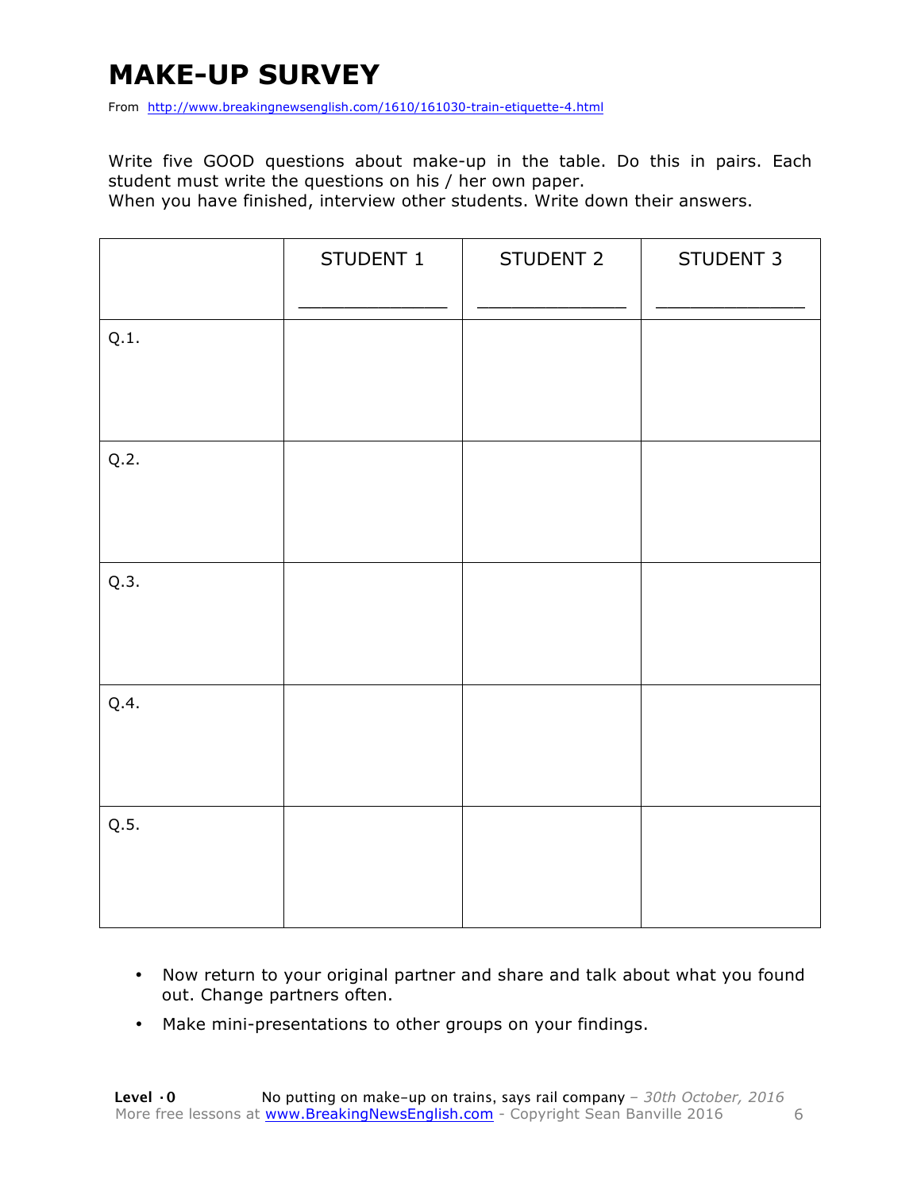# MAKE-UP SURVEY

From http://www.breakingnewsenglish.com/1610/161030-train-etiquette-4.html

Write five GOOD questions about make-up in the table. Do this in pairs. Each student must write the questions on his / her own paper.
When you have finished, interview other students. Write down their answers.

| | STUDENT 1<br>_____________ | STUDENT 2<br>_____________ | STUDENT 3<br>_____________ |
|---|---|---|---|
| Q.1. | | | |
| Q.2. | | | |
| Q.3. | | | |
| Q.4. | | | |
| Q.5. | | | |

- Now return to your original partner and share and talk about what you found out. Change partners often.
- Make mini-presentations to other groups on your findings.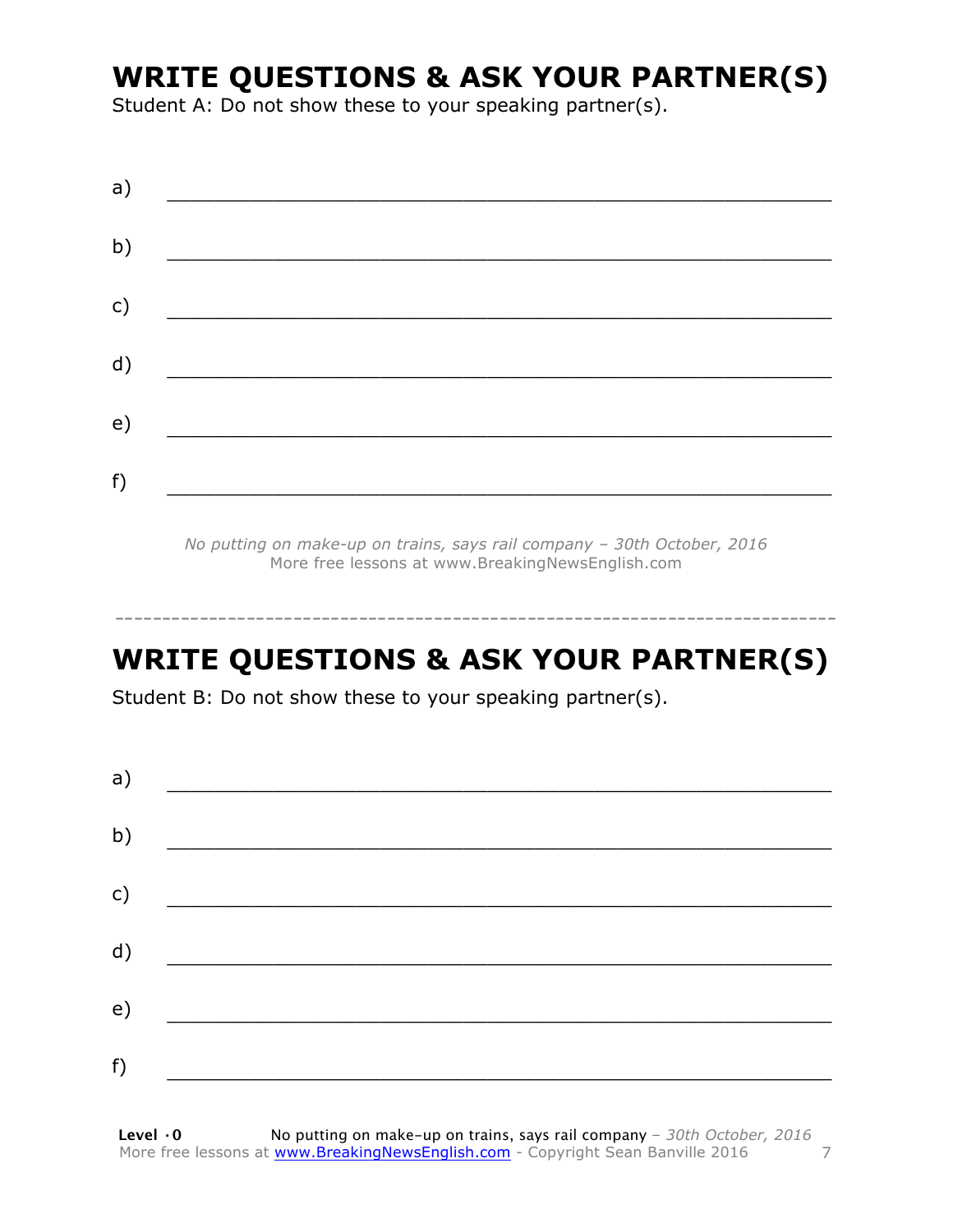# WRITE QUESTIONS & ASK YOUR PARTNER(S)

Student A: Do not show these to your speaking partner(s).

a) ___________________________________________________________

b) ___________________________________________________________

c) ___________________________________________________________

d) ___________________________________________________________

e) ___________________________________________________________

f) ___________________________________________________________

*No putting on make-up on trains, says rail company – 30th October, 2016*
More free lessons at www.BreakingNewsEnglish.com

---

# WRITE QUESTIONS & ASK YOUR PARTNER(S)

Student B: Do not show these to your speaking partner(s).

a) ___________________________________________________________

b) ___________________________________________________________

c) ___________________________________________________________

d) ___________________________________________________________

e) ___________________________________________________________

f) ___________________________________________________________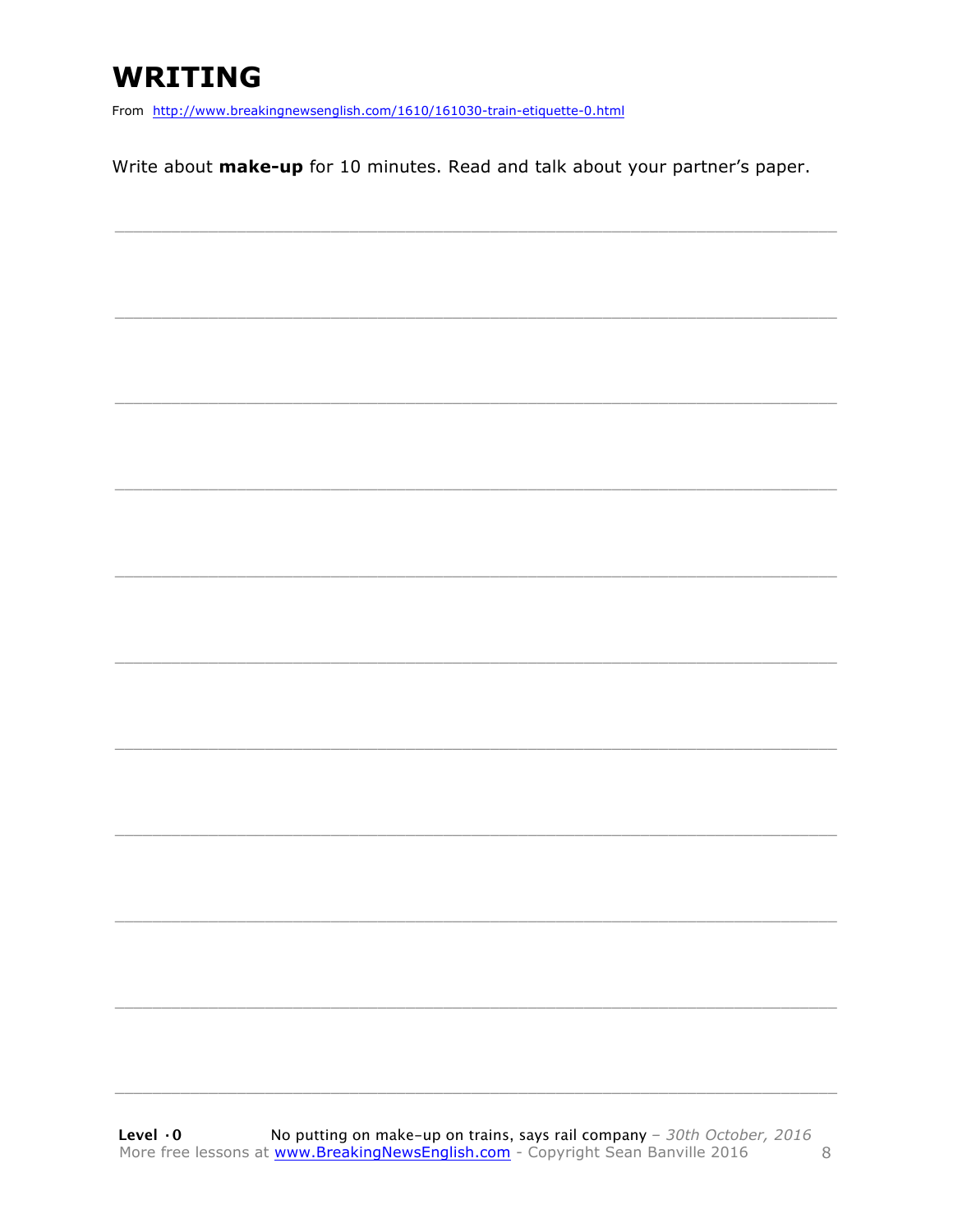# WRITING

From http://www.breakingnewsenglish.com/1610/161030-train-etiquette-0.html

Write about **make-up** for 10 minutes. Read and talk about your partner's paper.

___________________________________________________________________________

___________________________________________________________________________

___________________________________________________________________________

___________________________________________________________________________

___________________________________________________________________________

___________________________________________________________________________

___________________________________________________________________________

___________________________________________________________________________

___________________________________________________________________________

___________________________________________________________________________

___________________________________________________________________________